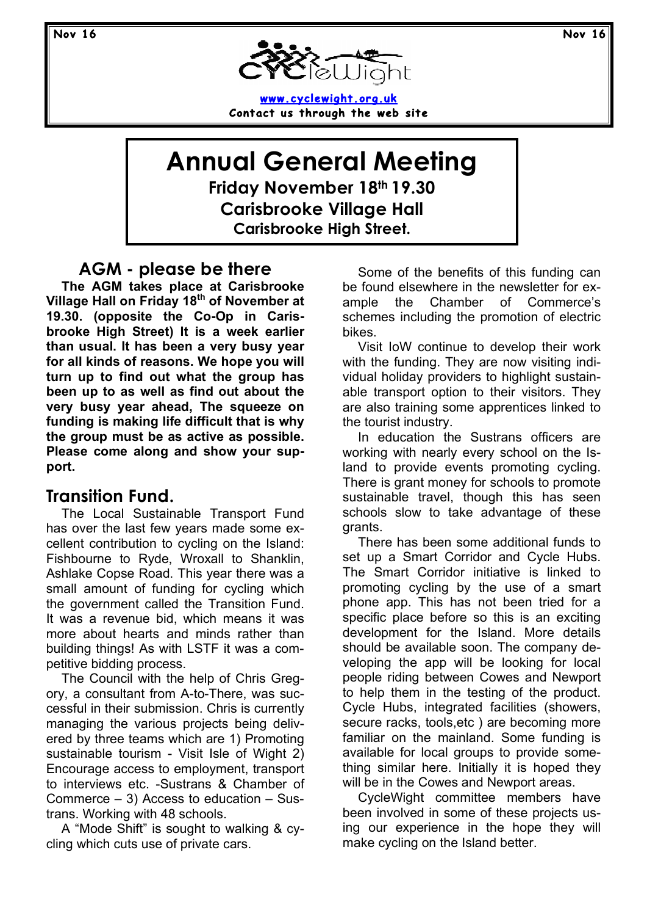CycleWight

www.cyclewight.org.uk

Contact us through the web site

# Annual General Meeting

**Friday November 18th 19.30**

**Carisbrooke Village Hall**

**Carisbrooke High Street.**

## AGM - please be there

**The AGM takes place at Carisbrooke Village Hall on Friday 18th of November at 19.30. (opposite the Co-Op in Carisbrooke High Street) It is a week earlier than usual. It has been a very busy year for all kinds of reasons. We hope you will turn up to find out what the group has been up to as well as find out about the very busy year ahead, The squeeze on funding is making life difficult that is why the group must be as active as possible. Please come along and show your support.**

## Transition Fund.

The Local Sustainable Transport Fund has over the last few years made some excellent contribution to cycling on the Island: Fishbourne to Ryde, Wroxall to Shanklin, Ashlake Copse Road. This year there was a small amount of funding for cycling which the government called the Transition Fund. It was a revenue bid, which means it was more about hearts and minds rather than building things! As with LSTF it was a competitive bidding process.

The Council with the help of Chris Gregory, a consultant from A-to-There, was successful in their submission. Chris is currently managing the various projects being delivered by three teams which are 1) Promoting sustainable tourism - Visit Isle of Wight 2) Encourage access to employment, transport to interviews etc. -Sustrans & Chamber of Commerce – 3) Access to education – Sustrans. Working with 48 schools.

A "Mode Shift" is sought to walking & cycling which cuts use of private cars.

Some of the benefits of this funding can be found elsewhere in the newsletter for example the Chamber of Commerce's schemes including the promotion of electric bikes.

Visit IoW continue to develop their work with the funding. They are now visiting individual holiday providers to highlight sustainable transport option to their visitors. They are also training some apprentices linked to the tourist industry.

In education the Sustrans officers are working with nearly every school on the Island to provide events promoting cycling. There is grant money for schools to promote sustainable travel, though this has seen schools slow to take advantage of these grants.

There has been some additional funds to set up a Smart Corridor and Cycle Hubs. The Smart Corridor initiative is linked to promoting cycling by the use of a smart phone app. This has not been tried for a specific place before so this is an exciting development for the Island. More details should be available soon. The company developing the app will be looking for local people riding between Cowes and Newport to help them in the testing of the product. Cycle Hubs, integrated facilities (showers, secure racks, tools,etc ) are becoming more familiar on the mainland. Some funding is available for local groups to provide something similar here. Initially it is hoped they will be in the Cowes and Newport areas.

CycleWight committee members have been involved in some of these projects using our experience in the hope they will make cycling on the Island better.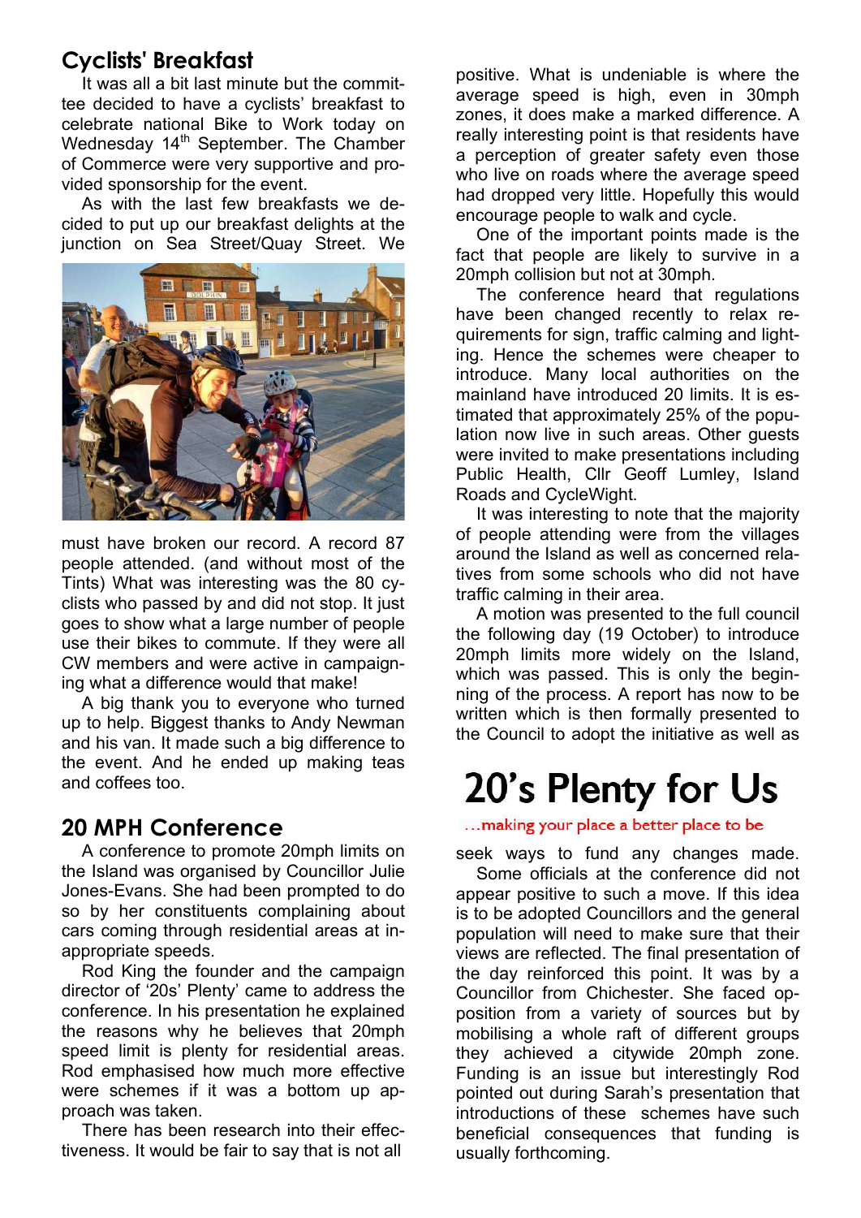## Cyclists' Breakfast

It was all a bit last minute but the committee decided to have a cyclists' breakfast to celebrate national Bike to Work today on Wednesday 14th September. The Chamber of Commerce were very supportive and provided sponsorship for the event.

As with the last few breakfasts we decided to put up our breakfast delights at the junction on Sea Street/Quay Street. We must have broken our record. A record 87 people attended. (and without most of the Tints) What was interesting was the 80 cyclists who passed by and did not stop. It just goes to show what a large number of people use their bikes to commute. If they were all CW members and were active in campaigning what a difference would that make!

A big thank you to everyone who turned up to help. Biggest thanks to Andy Newman and his van. It made such a big difference to the event. And he ended up making teas and coffees too.

## 20 MPH Conference

A conference to promote 20mph limits on the Island was organised by Councillor Julie Jones-Evans. She had been prompted to do so by her constituents complaining about cars coming through residential areas at inappropriate speeds.

Rod King the founder and the campaign director of '20s' Plenty' came to address the conference. In his presentation he explained the reasons why he believes that 20mph speed limit is plenty for residential areas. Rod emphasised how much more effective were schemes if it was a bottom up approach was taken.

There has been research into their effectiveness. It would be fair to say that is not all positive. What is undeniable is where the average speed is high, even in 30mph zones, it does make a marked difference. A really interesting point is that residents have a perception of greater safety even those who live on roads where the average speed had dropped very little. Hopefully this would encourage people to walk and cycle.

One of the important points made is the fact that people are likely to survive in a 20mph collision but not at 30mph.

The conference heard that regulations have been changed recently to relax requirements for sign, traffic calming and lighting. Hence the schemes were cheaper to introduce. Many local authorities on the mainland have introduced 20 limits. It is estimated that approximately 25% of the population now live in such areas. Other guests were invited to make presentations including Public Health, Cllr Geoff Lumley, Island Roads and CycleWight.

It was interesting to note that the majority of people attending were from the villages around the Island as well as concerned relatives from some schools who did not have traffic calming in their area.

A motion was presented to the full council the following day (19 October) to introduce 20mph limits more widely on the Island, which was passed. This is only the beginning of the process. A report has now to be written which is then formally presented to the Council to adopt the initiative as well as seek ways to fund any changes made.

**20's Plenty for Us**

*...making your place a better place to be*

Some officials at the conference did not appear positive to such a move. If this idea is to be adopted Councillors and the general population will need to make sure that their views are reflected. The final presentation of the day reinforced this point. It was by a Councillor from Chichester. She faced opposition from a variety of sources but by mobilising a whole raft of different groups they achieved a citywide 20mph zone. Funding is an issue but interestingly Rod pointed out during Sarah's presentation that introductions of these schemes have such beneficial consequences that funding is usually forthcoming.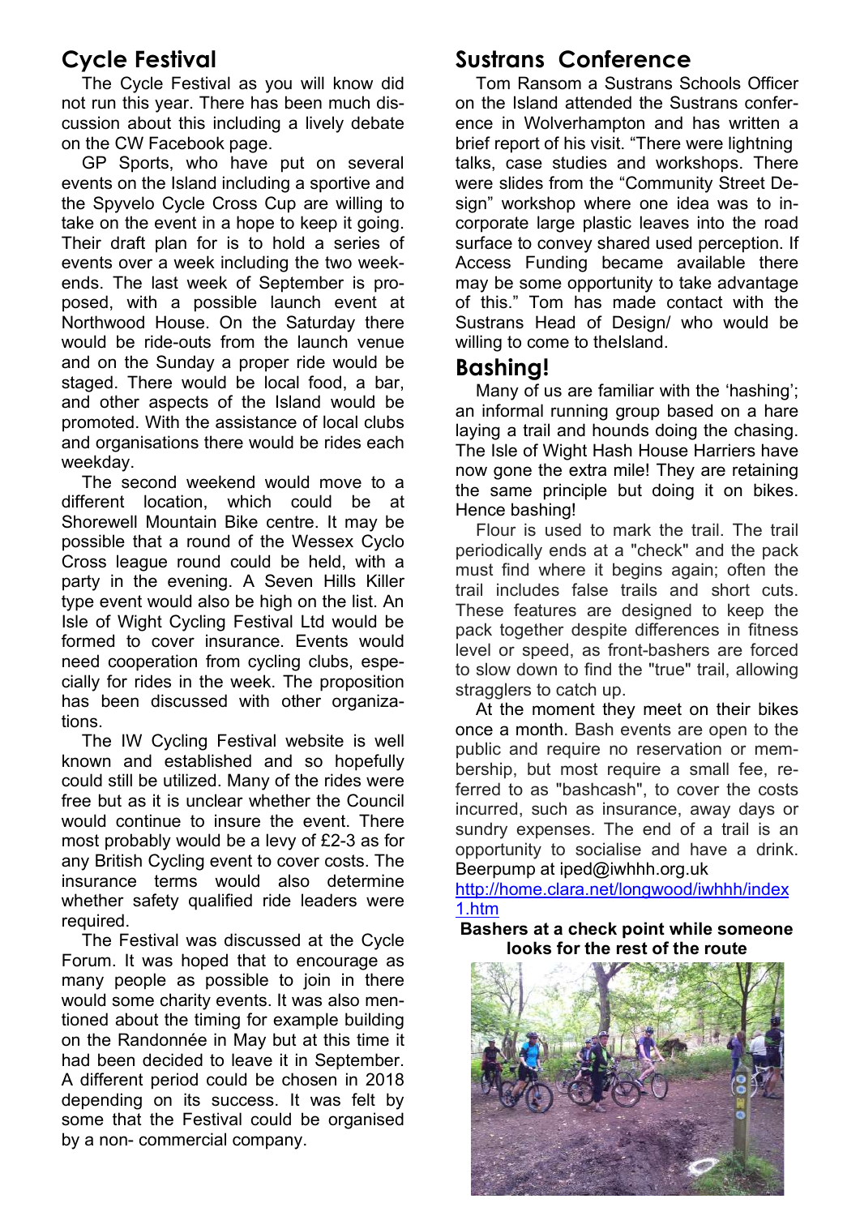## Cycle Festival

The Cycle Festival as you will know did not run this year. There has been much discussion about this including a lively debate on the CW Facebook page.

GP Sports, who have put on several events on the Island including a sportive and the Spyvelo Cycle Cross Cup are willing to take on the event in a hope to keep it going. Their draft plan for is to hold a series of events over a week including the two weekends. The last week of September is proposed, with a possible launch event at Northwood House. On the Saturday there would be ride-outs from the launch venue and on the Sunday a proper ride would be staged. There would be local food, a bar, and other aspects of the Island would be promoted. With the assistance of local clubs and organisations there would be rides each weekday.

The second weekend would move to a different location, which could be at Shorewell Mountain Bike centre. It may be possible that a round of the Wessex Cyclo Cross league round could be held, with a party in the evening. A Seven Hills Killer type event would also be high on the list. An Isle of Wight Cycling Festival Ltd would be formed to cover insurance. Events would need cooperation from cycling clubs, especially for rides in the week. The proposition has been discussed with other organizations.

The IW Cycling Festival website is well known and established and so hopefully could still be utilized. Many of the rides were free but as it is unclear whether the Council would continue to insure the event. There most probably would be a levy of £2-3 as for any British Cycling event to cover costs. The insurance terms would also determine whether safety qualified ride leaders were required.

The Festival was discussed at the Cycle Forum. It was hoped that to encourage as many people as possible to join in there would some charity events. It was also mentioned about the timing for example building on the Randonnée in May but at this time it had been decided to leave it in September. A different period could be chosen in 2018 depending on its success. It was felt by some that the Festival could be organised by a non- commercial company.

## Sustrans Conference

Tom Ransom a Sustrans Schools Officer on the Island attended the Sustrans conference in Wolverhampton and has written a brief report of his visit. "There were lightning talks, case studies and workshops. There were slides from the "Community Street Design" workshop where one idea was to incorporate large plastic leaves into the road surface to convey shared used perception. If Access Funding became available there may be some opportunity to take advantage of this." Tom has made contact with the Sustrans Head of Design/ who would be willing to come to theIsland.

## Bashing!

Many of us are familiar with the 'hashing'; an informal running group based on a hare laying a trail and hounds doing the chasing. The Isle of Wight Hash House Harriers have now gone the extra mile! They are retaining the same principle but doing it on bikes. Hence bashing!

Flour is used to mark the trail. The trail periodically ends at a "check" and the pack must find where it begins again; often the trail includes false trails and short cuts. These features are designed to keep the pack together despite differences in fitness level or speed, as front-bashers are forced to slow down to find the "true" trail, allowing stragglers to catch up.

At the moment they meet on their bikes once a month. Bash events are open to the public and require no reservation or membership, but most require a small fee, referred to as "bashcash", to cover the costs incurred, such as insurance, away days or sundry expenses. The end of a trail is an opportunity to socialise and have a drink. Beerpump at iped@iwhhh.org.uk

http://home.clara.net/longwood/iwhhh/index1.htm

**Bashers at a check point while someone looks for the rest of the route**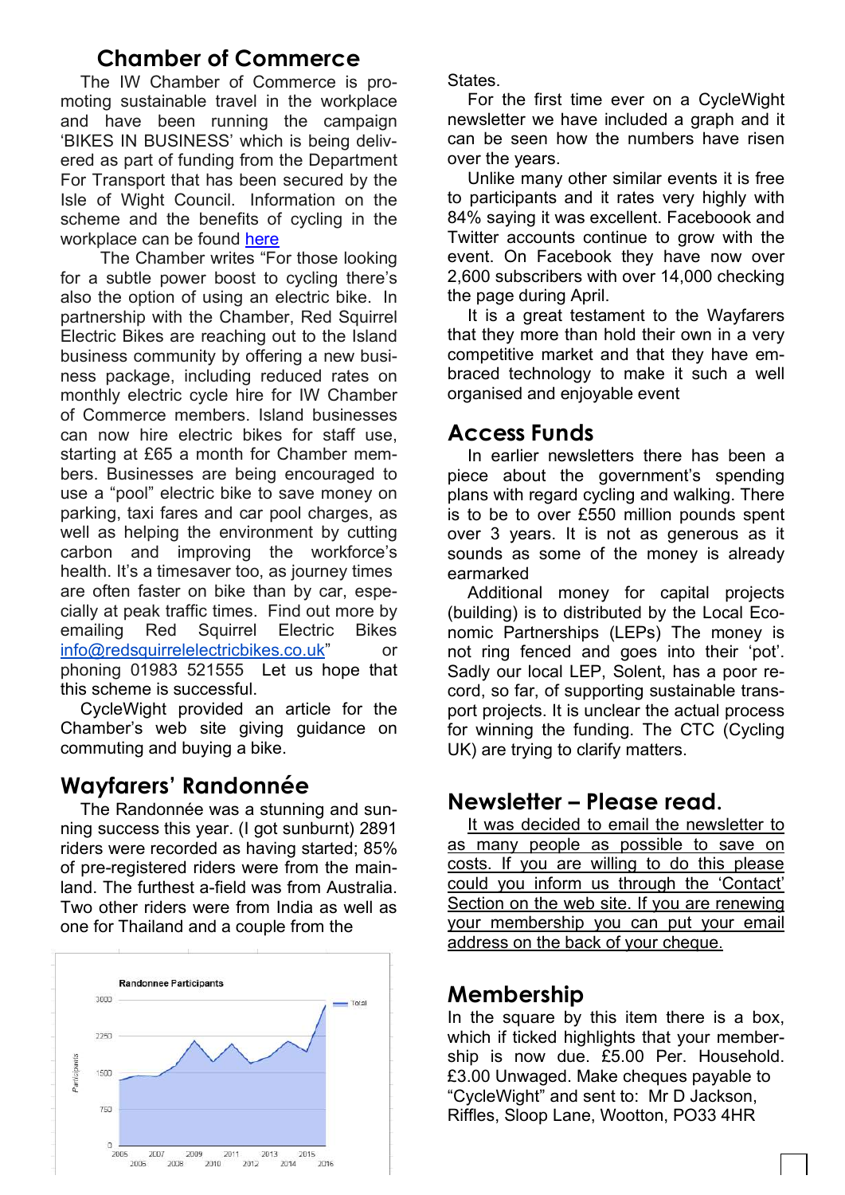## Chamber of Commerce

The IW Chamber of Commerce is promoting sustainable travel in the workplace and have been running the campaign 'BIKES IN BUSINESS' which is being delivered as part of funding from the Department For Transport that has been secured by the Isle of Wight Council. Information on the scheme and the benefits of cycling in the workplace can be found here

The Chamber writes "For those looking for a subtle power boost to cycling there's also the option of using an electric bike. In partnership with the Chamber, Red Squirrel Electric Bikes are reaching out to the Island business community by offering a new business package, including reduced rates on monthly electric cycle hire for IW Chamber of Commerce members. Island businesses can now hire electric bikes for staff use, starting at £65 a month for Chamber members. Businesses are being encouraged to use a "pool" electric bike to save money on parking, taxi fares and car pool charges, as well as helping the environment by cutting carbon and improving the workforce's health. It's a timesaver too, as journey times are often faster on bike than by car, especially at peak traffic times. Find out more by emailing Red Squirrel Electric Bikes info@redsquirrelelectricbikes.co.uk" or phoning 01983 521555 Let us hope that this scheme is successful.

CycleWight provided an article for the Chamber's web site giving guidance on commuting and buying a bike.

## Wayfarers' Randonnée

The Randonnée was a stunning and sunning success this year. (I got sunburnt) 2891 riders were recorded as having started; 85% of pre-registered riders were from the mainland. The furthest a-field was from Australia. Two other riders were from India as well as one for Thailand and a couple from the States.

Randonnee Participants

Participants

Total

3000
2250
1500
750
0

2005 2006 2007 2008 2009 2010 2011 2012 2013 2014 2015 2016

For the first time ever on a CycleWight newsletter we have included a graph and it can be seen how the numbers have risen over the years.

Unlike many other similar events it is free to participants and it rates very highly with 84% saying it was excellent. Faceboook and Twitter accounts continue to grow with the event. On Facebook they have now over 2,600 subscribers with over 14,000 checking the page during April.

It is a great testament to the Wayfarers that they more than hold their own in a very competitive market and that they have embraced technology to make it such a well organised and enjoyable event

## Access Funds

In earlier newsletters there has been a piece about the government's spending plans with regard cycling and walking. There is to be to over £550 million pounds spent over 3 years. It is not as generous as it sounds as some of the money is already earmarked

Additional money for capital projects (building) is to distributed by the Local Economic Partnerships (LEPs) The money is not ring fenced and goes into their 'pot'. Sadly our local LEP, Solent, has a poor record, so far, of supporting sustainable transport projects. It is unclear the actual process for winning the funding. The CTC (Cycling UK) are trying to clarify matters.

## Newsletter – Please read.

<u>It was decided to email the newsletter to as many people as possible to save on costs. If you are willing to do this please could you inform us through the 'Contact' Section on the web site. If you are renewing your membership you can put your email address on the back of your cheque.</u>

## Membership

In the square by this item there is a box, which if ticked highlights that your membership is now due. £5.00 Per. Household. £3.00 Unwaged. Make cheques payable to "CycleWight" and sent to: Mr D Jackson, Riffles, Sloop Lane, Wootton, PO33 4HR